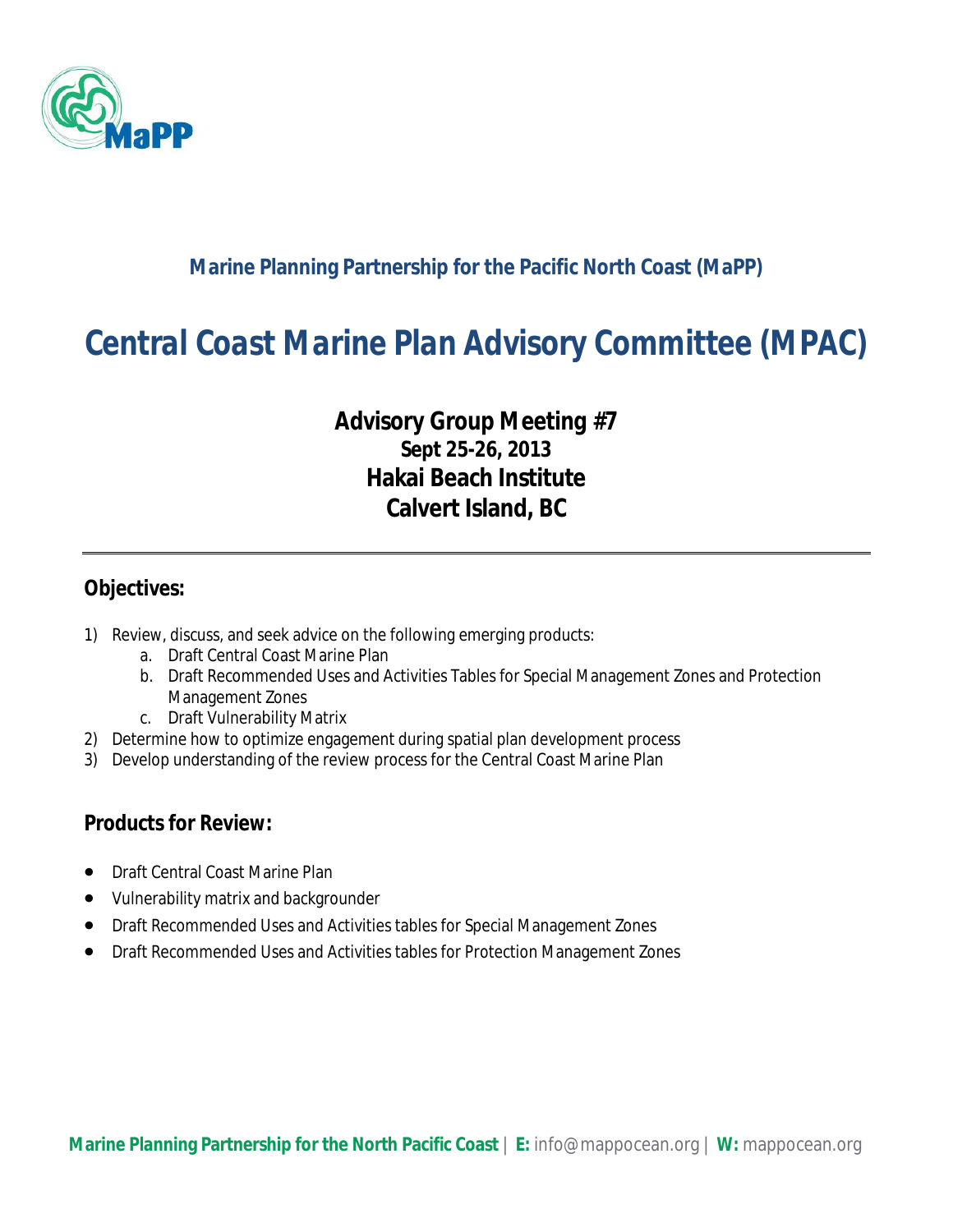**Marine Planning Partnership for the Pacific North Coast (MaPP)**

# Central Coast Marine Plan Advisory Committee (MPAC)

## Advisory Group Meeting #7
**Sept 25-26, 2013**
**Hakai Beach Institute**
**Calvert Island, BC**

---

## Objectives:

1) Review, discuss, and seek advice on the following emerging products:
    a. Draft Central Coast Marine Plan
    b. Draft Recommended Uses and Activities Tables for Special Management Zones and Protection Management Zones
    c. Draft Vulnerability Matrix
2) Determine how to optimize engagement during spatial plan development process
3) Develop understanding of the review process for the Central Coast Marine Plan

## Products for Review:

- Draft Central Coast Marine Plan
- Vulnerability matrix and backgrounder
- Draft Recommended Uses and Activities tables for Special Management Zones
- Draft Recommended Uses and Activities tables for Protection Management Zones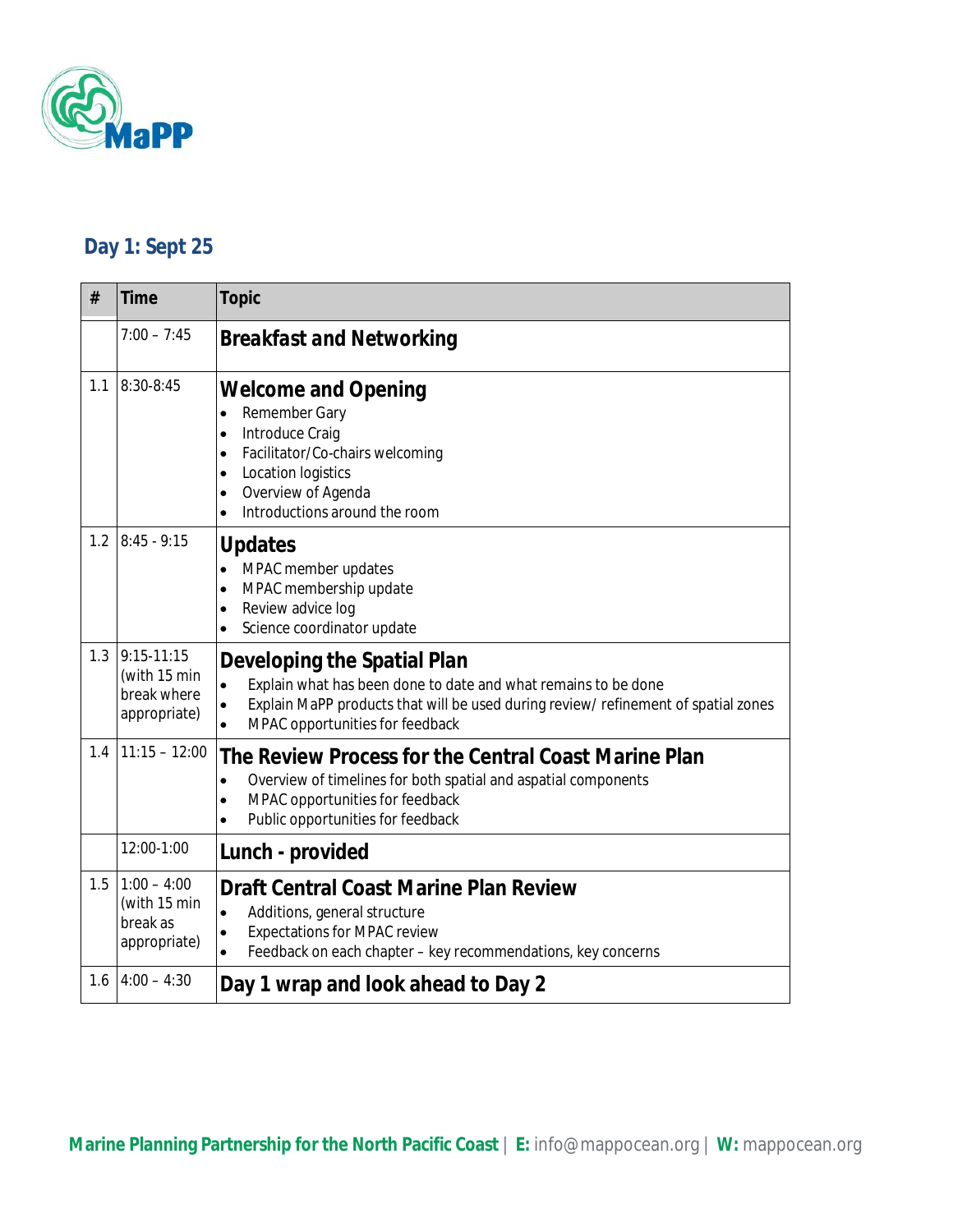## Day 1: Sept 25

| # | Time | Topic |
|---|---|---|
| | 7:00 – 7:45 | **Breakfast and Networking** |
| 1.1 | 8:30-8:45 | **Welcome and Opening**<br>• Remember Gary<br>• Introduce Craig<br>• Facilitator/Co-chairs welcoming<br>• Location logistics<br>• Overview of Agenda<br>• Introductions around the room |
| 1.2 | 8:45 - 9:15 | **Updates**<br>• MPAC member updates<br>• MPAC membership update<br>• Review advice log<br>• Science coordinator update |
| 1.3 | 9:15-11:15 (with 15 min break where appropriate) | **Developing the Spatial Plan**<br>• Explain what has been done to date and what remains to be done<br>• Explain MaPP products that will be used during review/ refinement of spatial zones<br>• MPAC opportunities for feedback |
| 1.4 | 11:15 – 12:00 | **The Review Process for the Central Coast Marine Plan**<br>• Overview of timelines for both spatial and aspatial components<br>• MPAC opportunities for feedback<br>• Public opportunities for feedback |
| | 12:00-1:00 | **Lunch - provided** |
| 1.5 | 1:00 – 4:00 (with 15 min break as appropriate) | **Draft Central Coast Marine Plan Review**<br>• Additions, general structure<br>• Expectations for MPAC review<br>• Feedback on each chapter – key recommendations, key concerns |
| 1.6 | 4:00 – 4:30 | **Day 1 wrap and look ahead to Day 2** |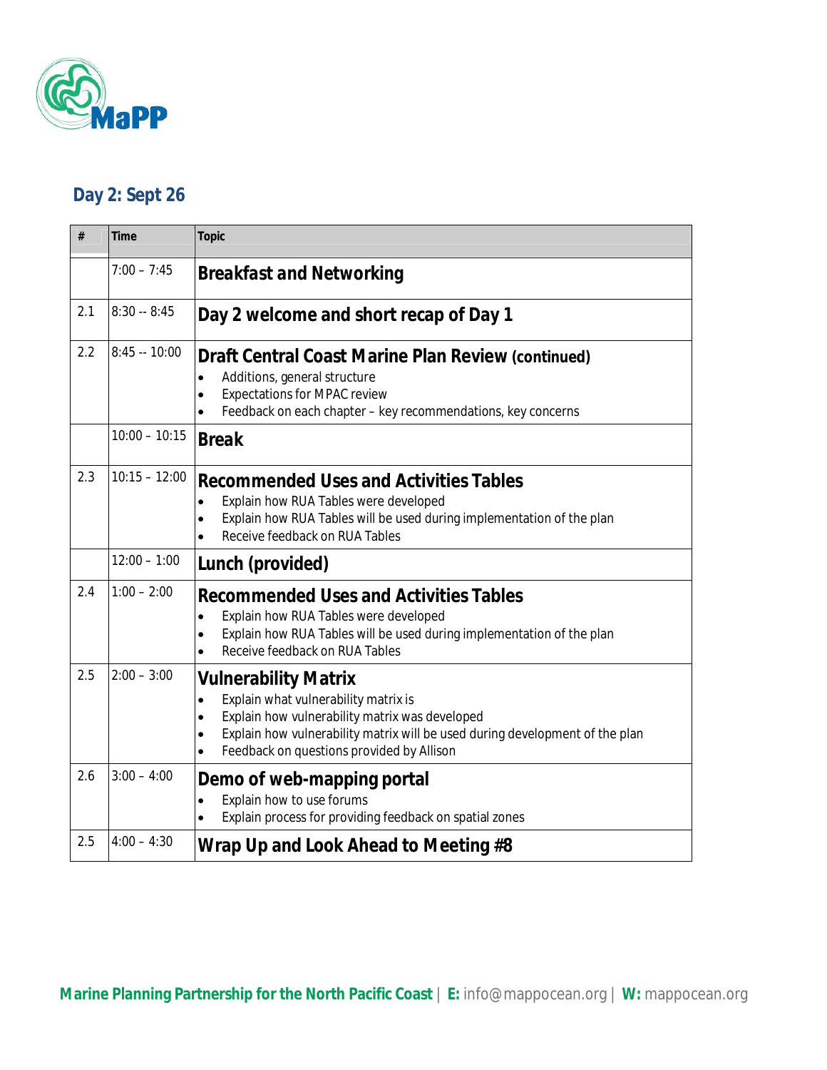## Day 2: Sept 26

| # | Time | Topic |
| --- | --- | --- |
| | 7:00 – 7:45 | **Breakfast and Networking** |
| 2.1 | 8:30 -- 8:45 | **Day 2 welcome and short recap of Day 1** |
| 2.2 | 8:45 -- 10:00 | **Draft Central Coast Marine Plan Review (continued)**<br>• Additions, general structure<br>• Expectations for MPAC review<br>• Feedback on each chapter – key recommendations, key concerns |
| | 10:00 – 10:15 | **Break** |
| 2.3 | 10:15 – 12:00 | **Recommended Uses and Activities Tables**<br>• Explain how RUA Tables were developed<br>• Explain how RUA Tables will be used during implementation of the plan<br>• Receive feedback on RUA Tables |
| | 12:00 – 1:00 | **Lunch (provided)** |
| 2.4 | 1:00 – 2:00 | **Recommended Uses and Activities Tables**<br>• Explain how RUA Tables were developed<br>• Explain how RUA Tables will be used during implementation of the plan<br>• Receive feedback on RUA Tables |
| 2.5 | 2:00 – 3:00 | **Vulnerability Matrix**<br>• Explain what vulnerability matrix is<br>• Explain how vulnerability matrix was developed<br>• Explain how vulnerability matrix will be used during development of the plan<br>• Feedback on questions provided by Allison |
| 2.6 | 3:00 – 4:00 | **Demo of web-mapping portal**<br>• Explain how to use forums<br>• Explain process for providing feedback on spatial zones |
| 2.5 | 4:00 – 4:30 | **Wrap Up and Look Ahead to Meeting #8** |

**Marine Planning Partnership for the North Pacific Coast** | **E:** info@mappocean.org | **W:** mappocean.org